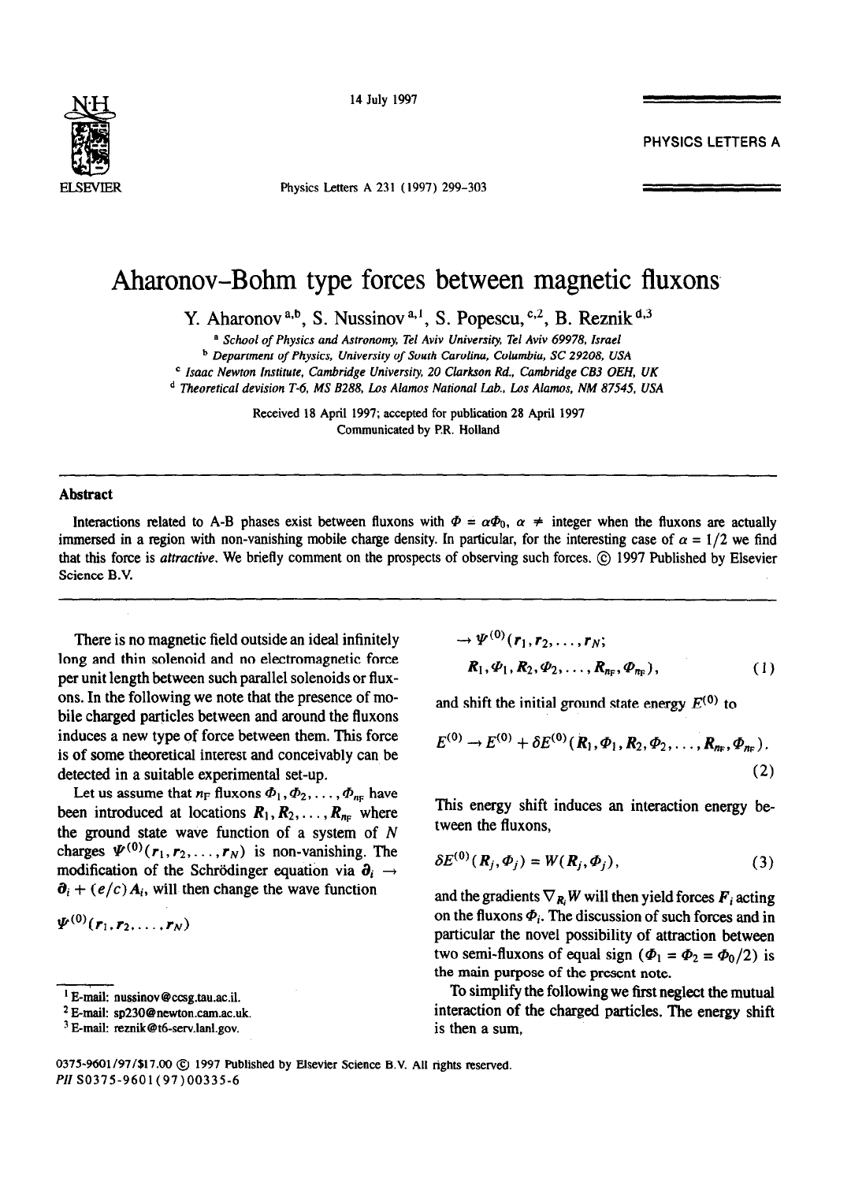# Aharonov–Bohm type forces between magnetic fluxons

Y. Aharonov [a,b], S. Nussinov [a,1], S. Popescu [c,2], B. Reznik [d,3]

[a] School of Physics and Astronomy, Tel Aviv University, Tel Aviv 69978, Israel
[b] Department of Physics, University of South Carolina, Columbia, SC 29208, USA
[c] Isaac Newton Institute, Cambridge University, 20 Clarkson Rd., Cambridge CB3 OEH, UK
[d] Theoretical devision T-6, MS B288, Los Alamos National Lab., Los Alamos, NM 87545, USA

Received 18 April 1997; accepted for publication 28 April 1997
Communicated by P.R. Holland

## Abstract

Interactions related to A-B phases exist between fluxons with $\Phi = \alpha\Phi_0$, $\alpha \neq$ integer when the fluxons are actually immersed in a region with non-vanishing mobile charge density. In particular, for the interesting case of $\alpha = 1/2$ we find that this force is *attractive*. We briefly comment on the prospects of observing such forces. © 1997 Published by Elsevier Science B.V.

---

There is no magnetic field outside an ideal infinitely long and thin solenoid and no electromagnetic force per unit length between such parallel solenoids or fluxons. In the following we note that the presence of mobile charged particles between and around the fluxons induces a new type of force between them. This force is of some theoretical interest and conceivably can be detected in a suitable experimental set-up.

Let us assume that $n_F$ fluxons $\Phi_1, \Phi_2, \ldots, \Phi_{n_F}$ have been introduced at locations $R_1, R_2, \ldots, R_{n_F}$ where the ground state wave function of a system of $N$ charges $\Psi^{(0)}(r_1, r_2, \ldots, r_N)$ is non-vanishing. The modification of the Schrödinger equation via $\partial_i \to \partial_i + (e/c)A_i$, will then change the wave function

$$\Psi^{(0)}(r_1, r_2, \ldots, r_N)$$
$$\to \Psi^{(0)}(r_1, r_2, \ldots, r_N; R_1, \Phi_1, R_2, \Phi_2, \ldots, R_{n_F}, \Phi_{n_F}), \tag{1}$$

and shift the initial ground state energy $E^{(0)}$ to

$$E^{(0)} \to E^{(0)} + \delta E^{(0)}(R_1, \Phi_1, R_2, \Phi_2, \ldots, R_{n_F}, \Phi_{n_F}). \tag{2}$$

This energy shift induces an interaction energy between the fluxons,

$$\delta E^{(0)}(R_j, \Phi_j) = W(R_j, \Phi_j), \tag{3}$$

and the gradients $\nabla_{R_i} W$ will then yield forces $F_i$ acting on the fluxons $\Phi_i$. The discussion of such forces and in particular the novel possibility of attraction between two semi-fluxons of equal sign ($\Phi_1 = \Phi_2 = \Phi_0/2$) is the main purpose of the present note.

To simplify the following we first neglect the mutual interaction of the charged particles. The energy shift is then a sum,

[1] E-mail: nussinov@ccsg.tau.ac.il.
[2] E-mail: sp230@newton.cam.ac.uk.
[3] E-mail: reznik@t6-serv.lanl.gov.

0375-9601/97/$17.00 © 1997 Published by Elsevier Science B.V. All rights reserved.
PII S0375-9601(97)00335-6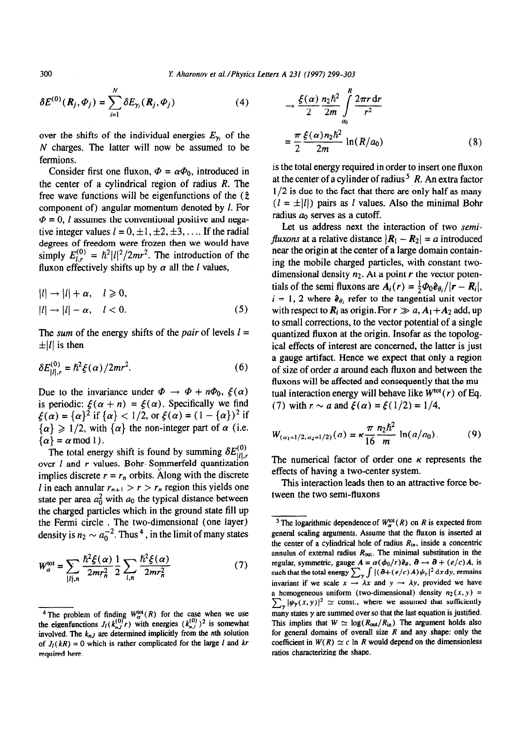$$\delta E^{(0)}(\boldsymbol{R}_j, \Phi_j) = \sum_{i=1}^{N} \delta E_{\gamma_i}(\boldsymbol{R}_j, \Phi_j) \tag{4}$$

over the shifts of the individual energies $E_{\gamma_i}$ of the $N$ charges. The latter will now be assumed to be fermions.

Consider first one fluxon, $\Phi = \alpha\Phi_0$, introduced in the center of a cylindrical region of radius $R$. The free wave functions will be eigenfunctions of the ($\hat{z}$ component of) angular momentum denoted by $l$. For $\Phi = 0$, $l$ assumes the conventional positive and negative integer values $l = 0, \pm 1, \pm 2, \pm 3, \ldots$. If the radial degrees of freedom were frozen then we would have simply $E^{(0)}_{l,r} = \hbar^2 |l|^2 / 2mr^2$. The introduction of the fluxon effectively shifts up by $\alpha$ all the $l$ values,

$$|l| \to |l| + \alpha, \quad l \geqslant 0,$$
$$|l| \to |l| - \alpha, \quad l < 0. \tag{5}$$

The *sum* of the energy shifts of the *pair* of levels $l = \pm |l|$ is then

$$\delta E^{(0)}_{|l|,r} = \hbar^2 \xi(\alpha) / 2mr^2. \tag{6}$$

Due to the invariance under $\Phi \to \Phi + n\Phi_0$, $\xi(\alpha)$ is periodic: $\xi(\alpha + n) = \xi(\alpha)$. Specifically we find $\xi(\alpha) = \{\alpha\}^2$ if $\{\alpha\} < 1/2$, or $\xi(\alpha) = (1 - \{\alpha\})^2$ if $\{\alpha\} \geqslant 1/2$, with $\{\alpha\}$ the non-integer part of $\alpha$ (i.e. $\{\alpha\} = \alpha \bmod 1$).

The total energy shift is found by summing $\delta E^{(0)}_{|l|,r}$ over $l$ and $r$ values. Bohr-Sommerfeld quantization implies discrete $r = r_n$ orbits. Along with the discrete $l$ in each annular $r_{n+1} > r > r_n$ region this yields one state per area $a_0^2$ with $a_0$ the typical distance between the charged particles which in the ground state fill up the Fermi circle. The two-dimensional (one layer) density is $n_2 \sim a_0^{-2}$. Thus [4], in the limit of many states

$$W^{\text{tot}}_{\alpha} = \sum_{|l|,n} \frac{\hbar^2 \xi(\alpha)}{2mr_n^2} \frac{1}{2} \sum_{l,n} \frac{\hbar^2 \xi(\alpha)}{2mr_n^2} \tag{7}$$

$$\to \frac{\xi(\alpha)}{2} \frac{n_2 \hbar^2}{2m} \int_{a_0}^{R} \frac{2\pi r \, dr}{r^2}$$

$$= \frac{\pi}{2} \frac{\xi(\alpha) n_2 \hbar^2}{2m} \ln(R/a_0) \tag{8}$$

is the total energy required in order to insert one fluxon at the center of a cylinder of radius [5] $R$. An extra factor $1/2$ is due to the fact that there are only half as many ($l = \pm |l|$) pairs as $l$ values. Also the minimal Bohr radius $a_0$ serves as a cutoff.

Let us address next the interaction of two *semi-fluxons* at a relative distance $|\boldsymbol{R}_1 - \boldsymbol{R}_2| = a$ introduced near the origin at the center of a large domain containing the mobile charged particles, with constant two-dimensional density $n_2$. At a point $\boldsymbol{r}$ the vector potentials of the semi fluxons are $A_i(\boldsymbol{r}) = \frac{1}{2}\Phi_0 \hat{\boldsymbol{e}}_{\theta_i} / |\boldsymbol{r} - \boldsymbol{R}_i|$, $i = 1, 2$ where $\hat{\boldsymbol{e}}_{\theta_i}$ refer to the tangential unit vector with respect to $\boldsymbol{R}_i$ as origin. For $r \gg a$, $A_1 + A_2$ add, up to small corrections, to the vector potential of a single quantized fluxon at the origin. Insofar as the topological effects of interest are concerned, the latter is just a gauge artifact. Hence we expect that only a region of size of order $a$ around each fluxon and between the fluxons will be affected and consequently that the mutual interaction energy will behave like $W^{\text{tot}}(r)$ of Eq. (7) with $r \sim a$ and $\xi(\alpha) = \xi(1/2) = 1/4$,

$$W_{(\alpha_1 = 1/2, \alpha_2 = 1/2)}(a) = \kappa \frac{\pi}{16} \frac{n_2 \hbar^2}{m} \ln(a/a_0). \tag{9}$$

The numerical factor of order one $\kappa$ represents the effects of having a two-center system.

This interaction leads then to an attractive force between the two semi-fluxons

---

[4] The problem of finding $W^{\text{tot}}_{\alpha}(R)$ for the case when we use the eigenfunctions $J_l(k^{(0)}_{n,l} r)$ with energies $(k^{(0)}_{n,l})^2$ is somewhat involved. The $k_{n,l}$ are determined implicitly from the $n$th solution of $J_l(kR) = 0$ which is rather complicated for the large $l$ and $kr$ required here.

[5] The logarithmic dependence of $W^{\text{tot}}_{\alpha}(R)$ on $R$ is expected from general scaling arguments. Assume that the fluxon is inserted at the center of a cylindrical hole of radius $R_{\text{in}}$, inside a concentric annulus of external radius $R_{\text{out}}$. The minimal substitution in the regular, symmetric, gauge $A = \alpha(\phi_0/r)\hat{e}_\theta$, $\boldsymbol{\partial} \to \boldsymbol{\partial} + (e/c)A$, is such that the total energy $\sum_\gamma \int |(\boldsymbol{\partial} + (e/c)A)\psi_\gamma|^2 \, dx\, dy$, remains invariant if we scale $x \to \lambda x$ and $y \to \lambda y$, provided we have a homogeneous uniform (two-dimensional) density $n_2(x, y) = \sum_\gamma |\psi_\gamma(x, y)|^2 \simeq$ const., where we assumed that sufficiently many states $\gamma$ are summed over so that the last equation is justified. This implies that $W \simeq \log(R_{\text{out}}/R_{\text{in}})$ The argument holds also for general domains of overall size $R$ and any shape: only the coefficient in $W(R) \simeq c \ln R$ would depend on the dimensionless ratios characterizing the shape.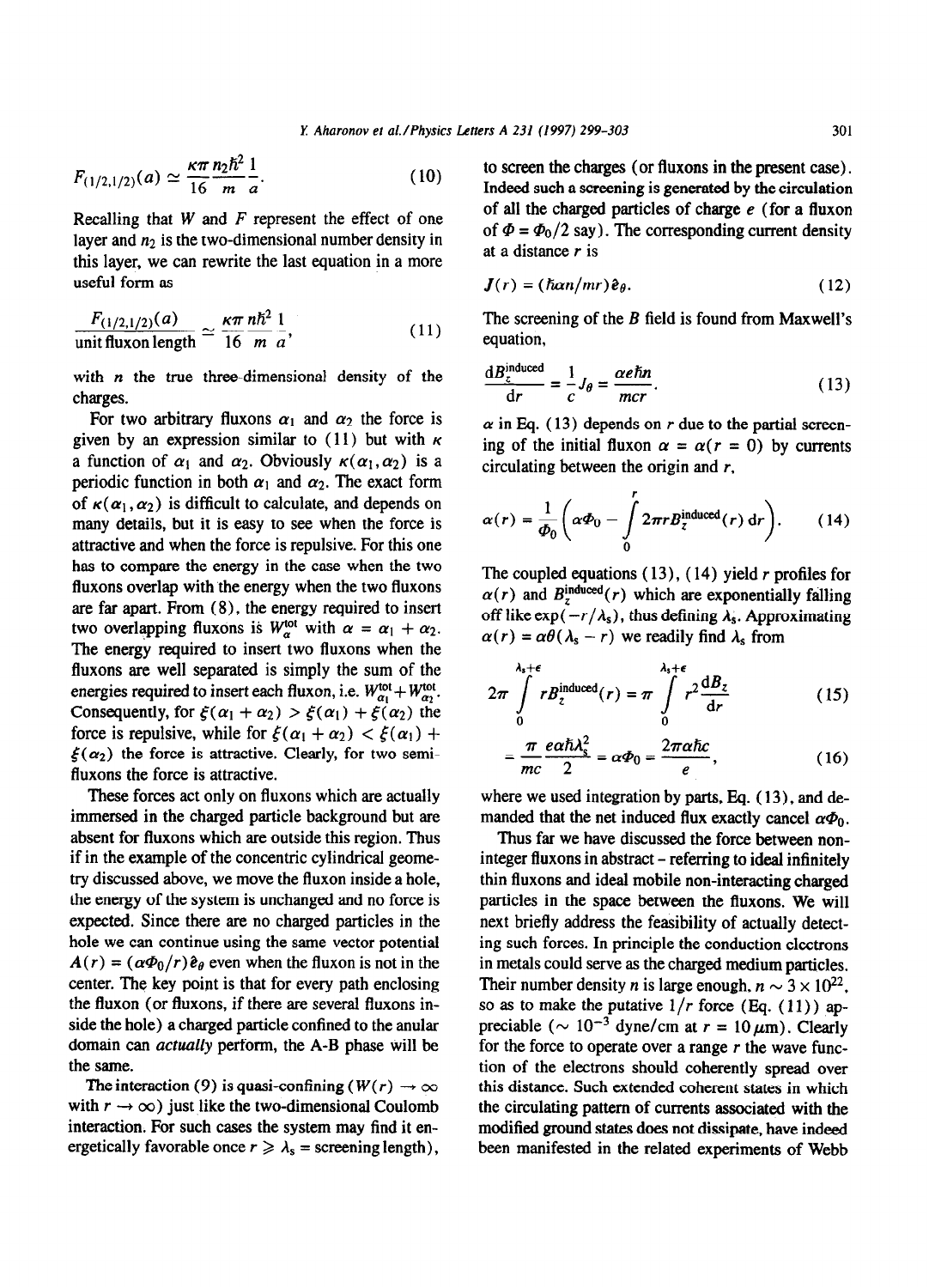$$F_{(1/2,1/2)}(a) \simeq \frac{\kappa\pi}{16}\frac{n_2\hbar^2}{m}\frac{1}{a}. \tag{10}$$

Recalling that $W$ and $F$ represent the effect of one layer and $n_2$ is the two-dimensional number density in this layer, we can rewrite the last equation in a more useful form as

$$\frac{F_{(1/2,1/2)}(a)}{\text{unit fluxon length}} \simeq \frac{\kappa\pi}{16}\frac{n\hbar^2}{m}\frac{1}{a}, \tag{11}$$

with $n$ the true three-dimensional density of the charges.

For two arbitrary fluxons $\alpha_1$ and $\alpha_2$ the force is given by an expression similar to (11) but with $\kappa$ a function of $\alpha_1$ and $\alpha_2$. Obviously $\kappa(\alpha_1,\alpha_2)$ is a periodic function in both $\alpha_1$ and $\alpha_2$. The exact form of $\kappa(\alpha_1,\alpha_2)$ is difficult to calculate, and depends on many details, but it is easy to see when the force is attractive and when the force is repulsive. For this one has to compare the energy in the case when the two fluxons overlap with the energy when the two fluxons are far apart. From (8), the energy required to insert two overlapping fluxons is $W_\alpha^{\text{tot}}$ with $\alpha = \alpha_1 + \alpha_2$. The energy required to insert two fluxons when the fluxons are well separated is simply the sum of the energies required to insert each fluxon, i.e. $W_{\alpha_1}^{\text{tot}} + W_{\alpha_2}^{\text{tot}}$. Consequently, for $\xi(\alpha_1+\alpha_2) > \xi(\alpha_1) + \xi(\alpha_2)$ the force is repulsive, while for $\xi(\alpha_1+\alpha_2) < \xi(\alpha_1) + \xi(\alpha_2)$ the force is attractive. Clearly, for two semi-fluxons the force is attractive.

These forces act only on fluxons which are actually immersed in the charged particle background but are absent for fluxons which are outside this region. Thus if in the example of the concentric cylindrical geometry discussed above, we move the fluxon inside a hole, the energy of the system is unchanged and no force is expected. Since there are no charged particles in the hole we can continue using the same vector potential $A(r) = (\alpha\Phi_0/r)\hat{e}_\theta$ even when the fluxon is not in the center. The key point is that for every path enclosing the fluxon (or fluxons, if there are several fluxons inside the hole) a charged particle confined to the anular domain can *actually* perform, the A-B phase will be the same.

The interaction (9) is quasi-confining ($W(r) \to \infty$ with $r \to \infty$) just like the two-dimensional Coulomb interaction. For such cases the system may find it energetically favorable once $r \geqslant \lambda_s$ = screening length), to screen the charges (or fluxons in the present case). Indeed such a screening is generated by the circulation of all the charged particles of charge $e$ (for a fluxon of $\Phi = \Phi_0/2$ say). The corresponding current density at a distance $r$ is

$$J(r) = (\hbar\alpha n/mr)\hat{e}_\theta. \tag{12}$$

The screening of the $B$ field is found from Maxwell's equation,

$$\frac{dB_z^{\text{induced}}}{dr} = \frac{1}{c}J_\theta = \frac{\alpha e\hbar n}{mcr}. \tag{13}$$

$\alpha$ in Eq. (13) depends on $r$ due to the partial screening of the initial fluxon $\alpha = \alpha(r=0)$ by currents circulating between the origin and $r$,

$$\alpha(r) = \frac{1}{\Phi_0}\left(\alpha\Phi_0 - \int_0^r 2\pi r B_z^{\text{induced}}(r)\,dr\right). \tag{14}$$

The coupled equations (13), (14) yield $r$ profiles for $\alpha(r)$ and $B_z^{\text{induced}}(r)$ which are exponentially falling off like $\exp(-r/\lambda_s)$, thus defining $\lambda_s$. Approximating $\alpha(r) = \alpha\theta(\lambda_s - r)$ we readily find $\lambda_s$ from

$$2\pi\int_0^{\lambda_s+\epsilon} rB_z^{\text{induced}}(r) = \pi\int_0^{\lambda_s+\epsilon} r^2\frac{dB_z}{dr} \tag{15}$$

$$= \frac{\pi}{mc}\frac{e\alpha\hbar\lambda_s^2}{2} = \alpha\Phi_0 = \frac{2\pi\alpha\hbar c}{e}, \tag{16}$$

where we used integration by parts, Eq. (13), and demanded that the net induced flux exactly cancel $\alpha\Phi_0$.

Thus far we have discussed the force between non-integer fluxons in abstract – referring to ideal infinitely thin fluxons and ideal mobile non-interacting charged particles in the space between the fluxons. We will next briefly address the feasibility of actually detecting such forces. In principle the conduction electrons in metals could serve as the charged medium particles. Their number density $n$ is large enough, $n \sim 3\times 10^{22}$, so as to make the putative $1/r$ force (Eq. (11)) appreciable ($\sim 10^{-3}$ dyne/cm at $r = 10\,\mu$m). Clearly for the force to operate over a range $r$ the wave function of the electrons should coherently spread over this distance. Such extended coherent states in which the circulating pattern of currents associated with the modified ground states does not dissipate, have indeed been manifested in the related experiments of Webb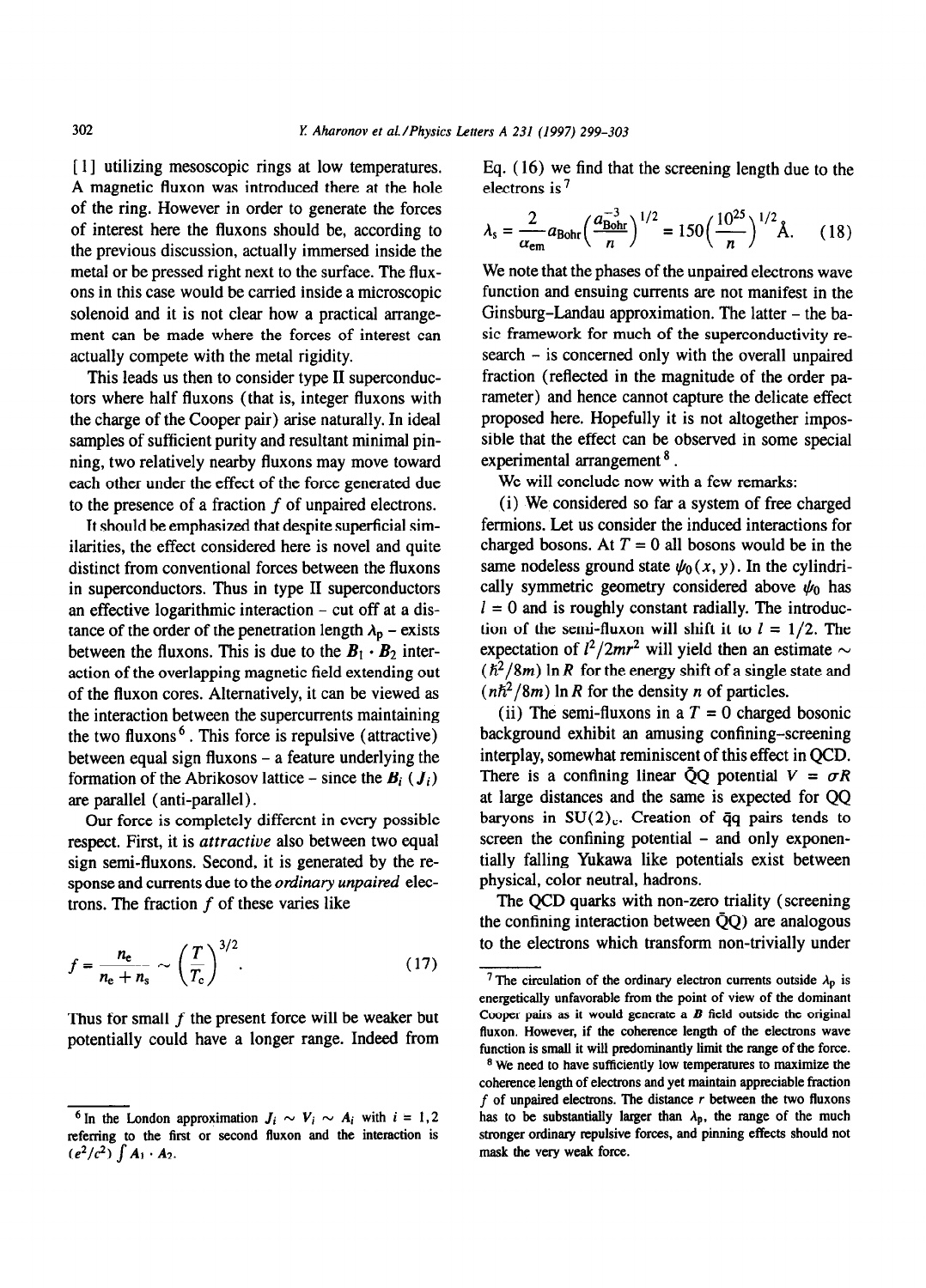[1] utilizing mesoscopic rings at low temperatures. A magnetic fluxon was introduced there at the hole of the ring. However in order to generate the forces of interest here the fluxons should be, according to the previous discussion, actually immersed inside the metal or be pressed right next to the surface. The fluxons in this case would be carried inside a microscopic solenoid and it is not clear how a practical arrangement can be made where the forces of interest can actually compete with the metal rigidity.

This leads us then to consider type II superconductors where half fluxons (that is, integer fluxons with the charge of the Cooper pair) arise naturally. In ideal samples of sufficient purity and resultant minimal pinning, two relatively nearby fluxons may move toward each other under the effect of the force generated due to the presence of a fraction $f$ of unpaired electrons.

It should be emphasized that despite superficial similarities, the effect considered here is novel and quite distinct from conventional forces between the fluxons in superconductors. Thus in type II superconductors an effective logarithmic interaction – cut off at a distance of the order of the penetration length $\lambda_p$ – exists between the fluxons. This is due to the $\boldsymbol{B}_1 \cdot \boldsymbol{B}_2$ interaction of the overlapping magnetic field extending out of the fluxon cores. Alternatively, it can be viewed as the interaction between the supercurrents maintaining the two fluxons [6]. This force is repulsive (attractive) between equal sign fluxons – a feature underlying the formation of the Abrikosov lattice – since the $\boldsymbol{B}_i$ ($\boldsymbol{J}_i$) are parallel (anti-parallel).

Our force is completely different in every possible respect. First, it is *attractive* also between two equal sign semi-fluxons. Second, it is generated by the response and currents due to the *ordinary unpaired* electrons. The fraction $f$ of these varies like

$$f = \frac{n_e}{n_e + n_s} \sim \left(\frac{T}{T_c}\right)^{3/2}. \tag{17}$$

Thus for small $f$ the present force will be weaker but potentially could have a longer range. Indeed from Eq. (16) we find that the screening length due to the electrons is [7]

$$\lambda_s = \frac{2}{\alpha_{em}} a_{Bohr} \left(\frac{a_{Bohr}^{-3}}{n}\right)^{1/2} = 150 \left(\frac{10^{25}}{n}\right)^{1/2} \text{Å}. \tag{18}$$

We note that the phases of the unpaired electrons wave function and ensuing currents are not manifest in the Ginsburg-Landau approximation. The latter – the basic framework for much of the superconductivity research – is concerned only with the overall unpaired fraction (reflected in the magnitude of the order parameter) and hence cannot capture the delicate effect proposed here. Hopefully it is not altogether impossible that the effect can be observed in some special experimental arrangement [8].

We will conclude now with a few remarks:

(i) We considered so far a system of free charged fermions. Let us consider the induced interactions for charged bosons. At $T = 0$ all bosons would be in the same nodeless ground state $\psi_0(x, y)$. In the cylindrically symmetric geometry considered above $\psi_0$ has $l = 0$ and is roughly constant radially. The introduction of the semi-fluxon will shift it to $l = 1/2$. The expectation of $l^2/2mr^2$ will yield then an estimate $\sim (\hbar^2/8m) \ln R$ for the energy shift of a single state and $(n\hbar^2/8m) \ln R$ for the density $n$ of particles.

(ii) The semi-fluxons in a $T = 0$ charged bosonic background exhibit an amusing confining–screening interplay, somewhat reminiscent of this effect in QCD. There is a confining linear $\bar{Q}Q$ potential $V = \sigma R$ at large distances and the same is expected for QQ baryons in $SU(2)_c$. Creation of $\bar{q}q$ pairs tends to screen the confining potential – and only exponentially falling Yukawa like potentials exist between physical, color neutral, hadrons.

The QCD quarks with non-zero triality (screening the confining interaction between $\bar{Q}Q$) are analogous to the electrons which transform non-trivially under

[6] In the London approximation $J_i \sim V_i \sim A_i$ with $i = 1, 2$ referring to the first or second fluxon and the interaction is $(e^2/c^2) \int A_1 \cdot A_2$.

[7] The circulation of the ordinary electron currents outside $\lambda_p$ is energetically unfavorable from the point of view of the dominant Cooper pairs as it would generate a $\boldsymbol{B}$ field outside the original fluxon. However, if the coherence length of the electrons wave function is small it will predominantly limit the range of the force.

[8] We need to have sufficiently low temperatures to maximize the coherence length of electrons and yet maintain appreciable fraction $f$ of unpaired electrons. The distance $r$ between the two fluxons has to be substantially larger than $\lambda_p$, the range of the much stronger ordinary repulsive forces, and pinning effects should not mask the very weak force.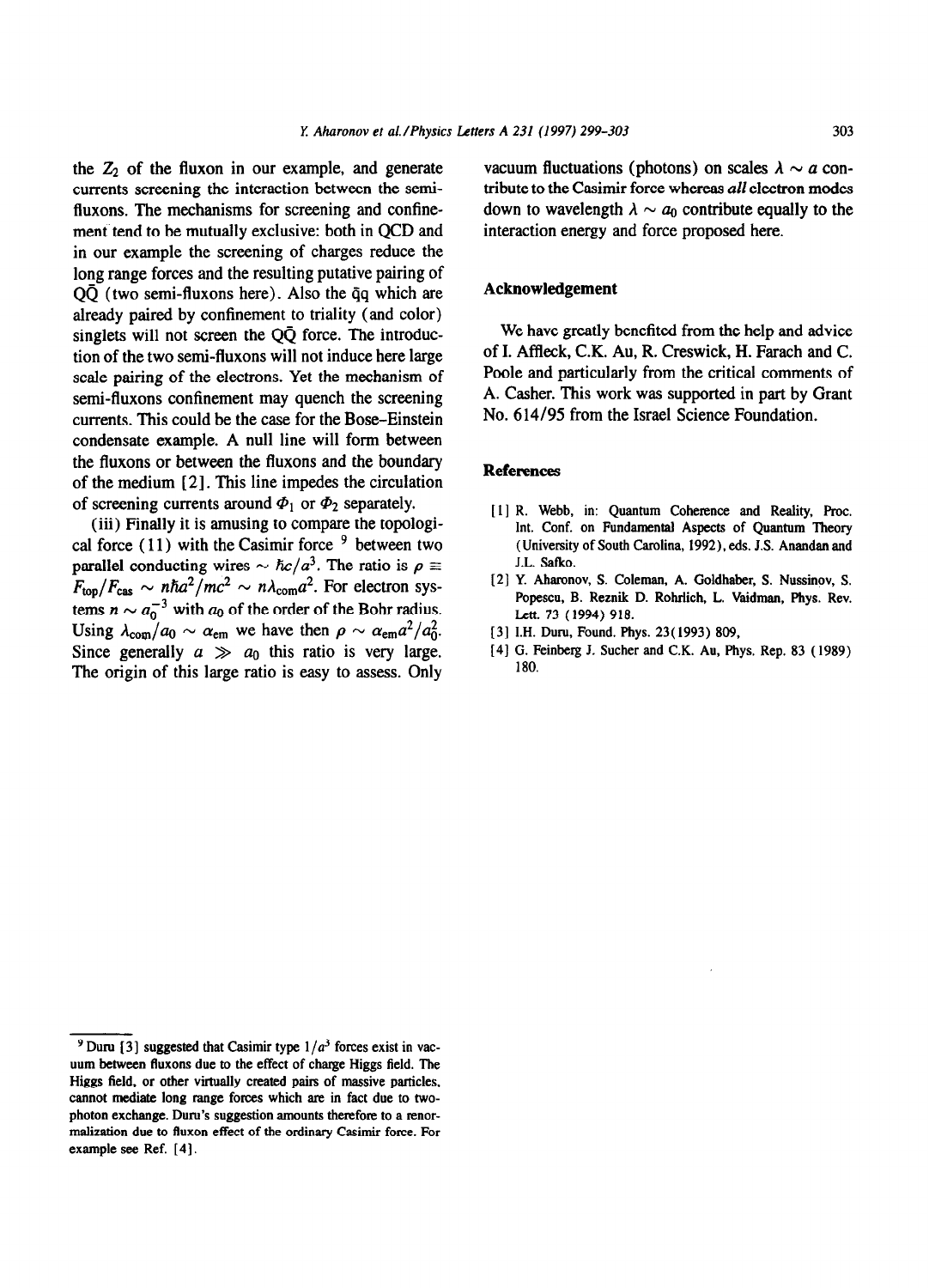the $Z_2$ of the fluxon in our example, and generate currents screening the interaction between the semi-fluxons. The mechanisms for screening and confinement tend to be mutually exclusive: both in QCD and in our example the screening of charges reduce the long range forces and the resulting putative pairing of $Q\bar{Q}$ (two semi-fluxons here). Also the $\bar{q}q$ which are already paired by confinement to triality (and color) singlets will not screen the $Q\bar{Q}$ force. The introduction of the two semi-fluxons will not induce here large scale pairing of the electrons. Yet the mechanism of semi-fluxons confinement may quench the screening currents. This could be the case for the Bose–Einstein condensate example. A null line will form between the fluxons or between the fluxons and the boundary of the medium [2]. This line impedes the circulation of screening currents around $\Phi_1$ or $\Phi_2$ separately.

(iii) Finally it is amusing to compare the topological force (11) with the Casimir force [9] between two parallel conducting wires $\sim \hbar c/a^3$. The ratio is $\rho \equiv F_{\rm top}/F_{\rm cas} \sim n\hbar a^2/mc^2 \sim n\lambda_{\rm com}a^2$. For electron systems $n \sim a_0^{-3}$ with $a_0$ of the order of the Bohr radius. Using $\lambda_{\rm com}/a_0 \sim \alpha_{\rm em}$ we have then $\rho \sim \alpha_{\rm em}a^2/a_0^2$. Since generally $a \gg a_0$ this ratio is very large. The origin of this large ratio is easy to assess. Only vacuum fluctuations (photons) on scales $\lambda \sim a$ contribute to the Casimir force whereas *all* electron modes down to wavelength $\lambda \sim a_0$ contribute equally to the interaction energy and force proposed here.

## Acknowledgement

We have greatly benefited from the help and advice of I. Affleck, C.K. Au, R. Creswick, H. Farach and C. Poole and particularly from the critical comments of A. Casher. This work was supported in part by Grant No. 614/95 from the Israel Science Foundation.

## References

[1] R. Webb, in: Quantum Coherence and Reality, Proc. Int. Conf. on Fundamental Aspects of Quantum Theory (University of South Carolina, 1992), eds. J.S. Anandan and J.L. Safko.

[2] Y. Aharonov, S. Coleman, A. Goldhaber, S. Nussinov, S. Popescu, B. Reznik D. Rohrlich, L. Vaidman, Phys. Rev. Lett. 73 (1994) 918.

[3] I.H. Duru, Found. Phys. 23(1993) 809,

[4] G. Feinberg J. Sucher and C.K. Au, Phys. Rep. 83 (1989) 180.

---

[9] Duru [3] suggested that Casimir type $1/a^3$ forces exist in vacuum between fluxons due to the effect of charge Higgs field. The Higgs field, or other virtually created pairs of massive particles, cannot mediate long range forces which are in fact due to two-photon exchange. Duru's suggestion amounts therefore to a renormalization due to fluxon effect of the ordinary Casimir force. For example see Ref. [4].